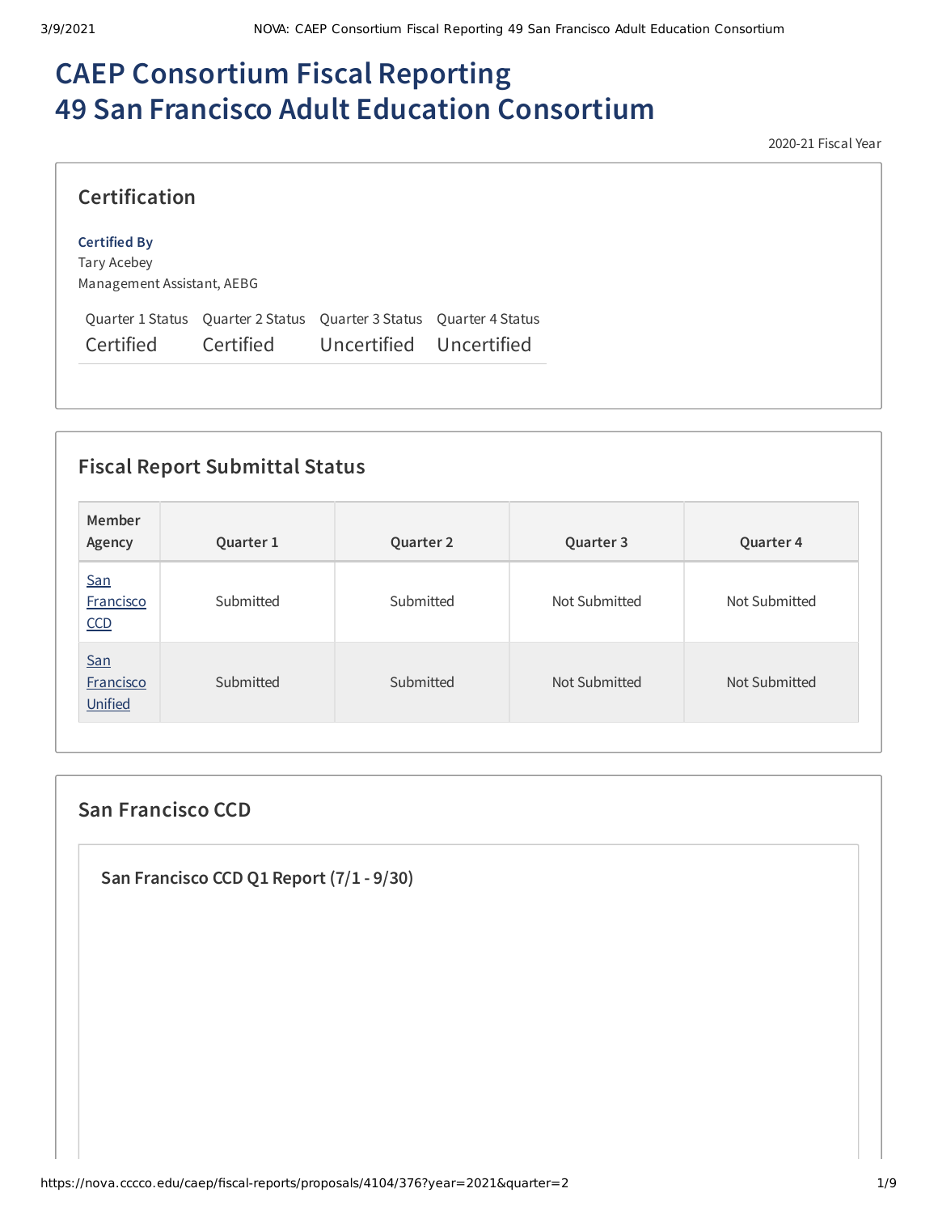# CAEP Consortium Fiscal Reporting
# 49 San Francisco Adult Education Consortium

2020-21 Fiscal Year

## Certification

**Certified By**
Tary Acebey
Management Assistant, AEBG

| Quarter 1 Status | Quarter 2 Status | Quarter 3 Status | Quarter 4 Status |
|---|---|---|---|
| Certified | Certified | Uncertified | Uncertified |

## Fiscal Report Submittal Status

| Member Agency | Quarter 1 | Quarter 2 | Quarter 3 | Quarter 4 |
|---|---|---|---|---|
| San Francisco CCD | Submitted | Submitted | Not Submitted | Not Submitted |
| San Francisco Unified | Submitted | Submitted | Not Submitted | Not Submitted |

## San Francisco CCD

### San Francisco CCD Q1 Report (7/1 - 9/30)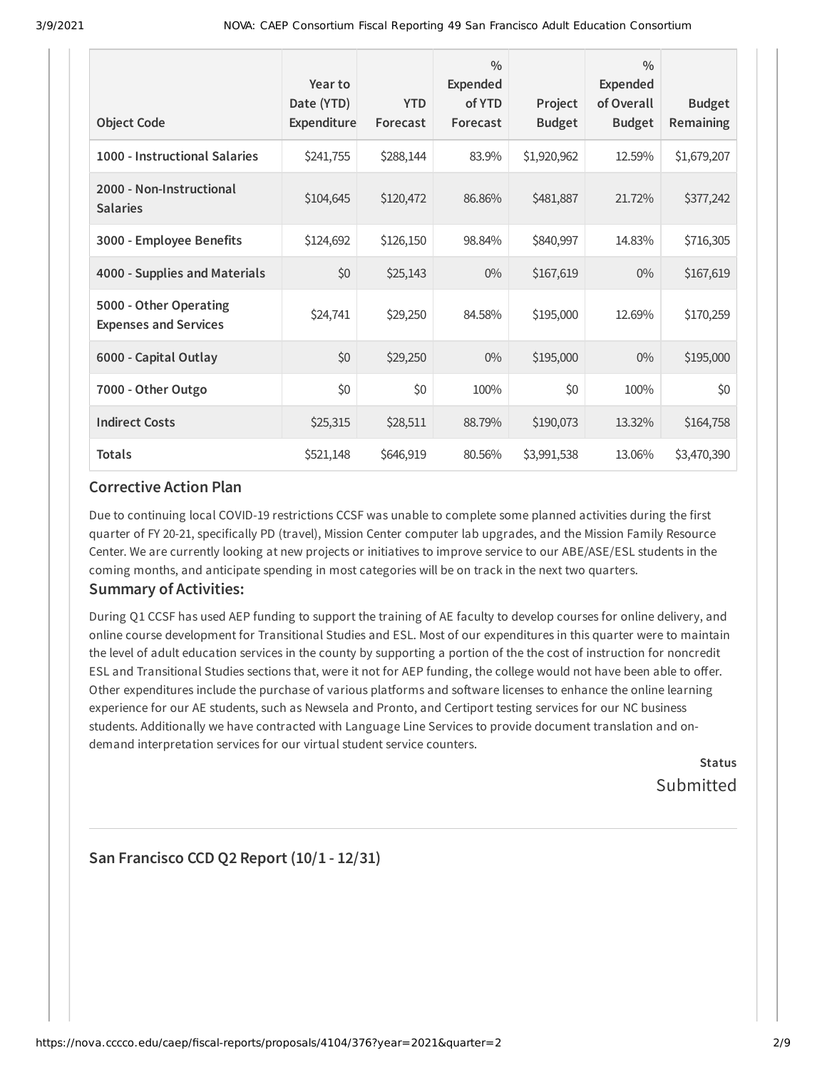| Object Code | Year to Date (YTD) Expenditure | YTD Forecast | % Expended of YTD Forecast | Project Budget | % Expended of Overall Budget | Budget Remaining |
|---|---|---|---|---|---|---|
| **1000 - Instructional Salaries** | $241,755 | $288,144 | 83.9% | $1,920,962 | 12.59% | $1,679,207 |
| **2000 - Non-Instructional Salaries** | $104,645 | $120,472 | 86.86% | $481,887 | 21.72% | $377,242 |
| **3000 - Employee Benefits** | $124,692 | $126,150 | 98.84% | $840,997 | 14.83% | $716,305 |
| **4000 - Supplies and Materials** | $0 | $25,143 | 0% | $167,619 | 0% | $167,619 |
| **5000 - Other Operating Expenses and Services** | $24,741 | $29,250 | 84.58% | $195,000 | 12.69% | $170,259 |
| **6000 - Capital Outlay** | $0 | $29,250 | 0% | $195,000 | 0% | $195,000 |
| **7000 - Other Outgo** | $0 | $0 | 100% | $0 | 100% | $0 |
| **Indirect Costs** | $25,315 | $28,511 | 88.79% | $190,073 | 13.32% | $164,758 |
| **Totals** | $521,148 | $646,919 | 80.56% | $3,991,538 | 13.06% | $3,470,390 |

## Corrective Action Plan

Due to continuing local COVID-19 restrictions CCSF was unable to complete some planned activities during the first quarter of FY 20-21, specifically PD (travel), Mission Center computer lab upgrades, and the Mission Family Resource Center. We are currently looking at new projects or initiatives to improve service to our ABE/ASE/ESL students in the coming months, and anticipate spending in most categories will be on track in the next two quarters.

## Summary of Activities:

During Q1 CCSF has used AEP funding to support the training of AE faculty to develop courses for online delivery, and online course development for Transitional Studies and ESL. Most of our expenditures in this quarter were to maintain the level of adult education services in the county by supporting a portion of the the cost of instruction for noncredit ESL and Transitional Studies sections that, were it not for AEP funding, the college would not have been able to offer. Other expenditures include the purchase of various platforms and software licenses to enhance the online learning experience for our AE students, such as Newsela and Pronto, and Certiport testing services for our NC business students. Additionally we have contracted with Language Line Services to provide document translation and on-demand interpretation services for our virtual student service counters.

**Status**

Submitted

## San Francisco CCD Q2 Report (10/1 - 12/31)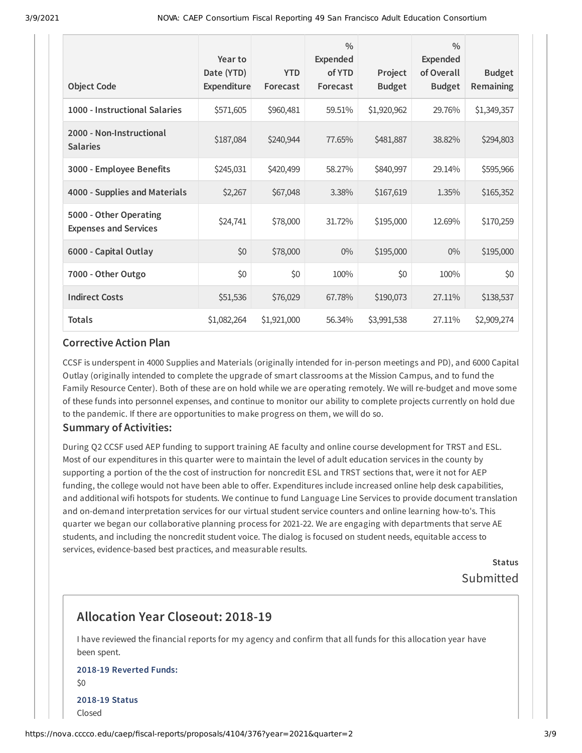| Object Code | Year to Date (YTD) Expenditure | YTD Forecast | % Expended of YTD Forecast | Project Budget | % Expended of Overall Budget | Budget Remaining |
|---|---|---|---|---|---|---|
| **1000 - Instructional Salaries** | $571,605 | $960,481 | 59.51% | $1,920,962 | 29.76% | $1,349,357 |
| **2000 - Non-Instructional Salaries** | $187,084 | $240,944 | 77.65% | $481,887 | 38.82% | $294,803 |
| **3000 - Employee Benefits** | $245,031 | $420,499 | 58.27% | $840,997 | 29.14% | $595,966 |
| **4000 - Supplies and Materials** | $2,267 | $67,048 | 3.38% | $167,619 | 1.35% | $165,352 |
| **5000 - Other Operating Expenses and Services** | $24,741 | $78,000 | 31.72% | $195,000 | 12.69% | $170,259 |
| **6000 - Capital Outlay** | $0 | $78,000 | 0% | $195,000 | 0% | $195,000 |
| **7000 - Other Outgo** | $0 | $0 | 100% | $0 | 100% | $0 |
| **Indirect Costs** | $51,536 | $76,029 | 67.78% | $190,073 | 27.11% | $138,537 |
| **Totals** | $1,082,264 | $1,921,000 | 56.34% | $3,991,538 | 27.11% | $2,909,274 |

### Corrective Action Plan

CCSF is underspent in 4000 Supplies and Materials (originally intended for in-person meetings and PD), and 6000 Capital Outlay (originally intended to complete the upgrade of smart classrooms at the Mission Campus, and to fund the Family Resource Center). Both of these are on hold while we are operating remotely. We will re-budget and move some of these funds into personnel expenses, and continue to monitor our ability to complete projects currently on hold due to the pandemic. If there are opportunities to make progress on them, we will do so.

### Summary of Activities:

During Q2 CCSF used AEP funding to support training AE faculty and online course development for TRST and ESL. Most of our expenditures in this quarter were to maintain the level of adult education services in the county by supporting a portion of the the cost of instruction for noncredit ESL and TRST sections that, were it not for AEP funding, the college would not have been able to offer. Expenditures include increased online help desk capabilities, and additional wifi hotspots for students. We continue to fund Language Line Services to provide document translation and on-demand interpretation services for our virtual student service counters and online learning how-to's. This quarter we began our collaborative planning process for 2021-22. We are engaging with departments that serve AE students, and including the noncredit student voice. The dialog is focused on student needs, equitable access to services, evidence-based best practices, and measurable results.

**Status**

Submitted

## Allocation Year Closeout: 2018-19

I have reviewed the financial reports for my agency and confirm that all funds for this allocation year have been spent.

**2018-19 Reverted Funds:**

$0

**2018-19 Status**

Closed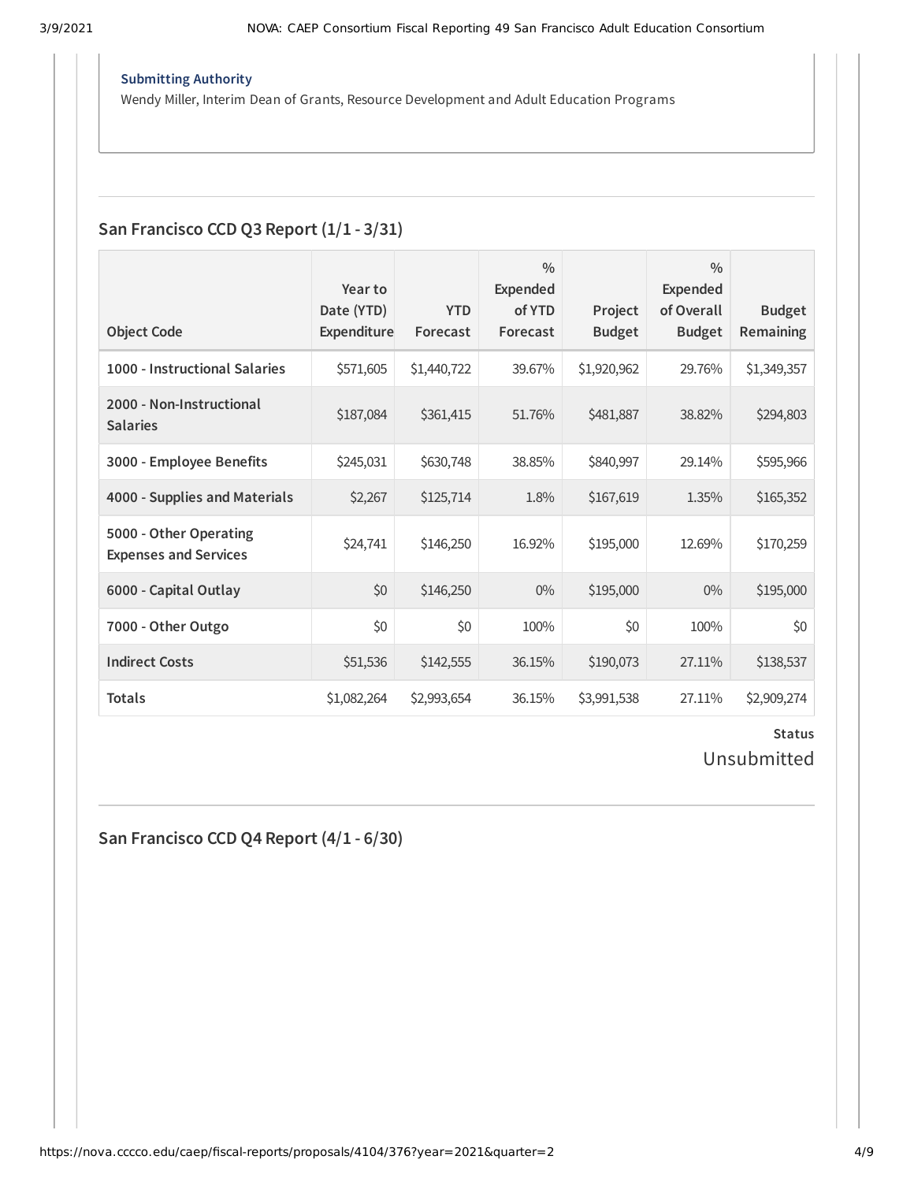**Submitting Authority**

Wendy Miller, Interim Dean of Grants, Resource Development and Adult Education Programs

## San Francisco CCD Q3 Report (1/1 - 3/31)

| Object Code | Year to Date (YTD) Expenditure | YTD Forecast | % Expended of YTD Forecast | Project Budget | % Expended of Overall Budget | Budget Remaining |
|---|---|---|---|---|---|---|
| **1000 - Instructional Salaries** | $571,605 | $1,440,722 | 39.67% | $1,920,962 | 29.76% | $1,349,357 |
| **2000 - Non-Instructional Salaries** | $187,084 | $361,415 | 51.76% | $481,887 | 38.82% | $294,803 |
| **3000 - Employee Benefits** | $245,031 | $630,748 | 38.85% | $840,997 | 29.14% | $595,966 |
| **4000 - Supplies and Materials** | $2,267 | $125,714 | 1.8% | $167,619 | 1.35% | $165,352 |
| **5000 - Other Operating Expenses and Services** | $24,741 | $146,250 | 16.92% | $195,000 | 12.69% | $170,259 |
| **6000 - Capital Outlay** | $0 | $146,250 | 0% | $195,000 | 0% | $195,000 |
| **7000 - Other Outgo** | $0 | $0 | 100% | $0 | 100% | $0 |
| **Indirect Costs** | $51,536 | $142,555 | 36.15% | $190,073 | 27.11% | $138,537 |
| **Totals** | $1,082,264 | $2,993,654 | 36.15% | $3,991,538 | 27.11% | $2,909,274 |

**Status**

Unsubmitted

## San Francisco CCD Q4 Report (4/1 - 6/30)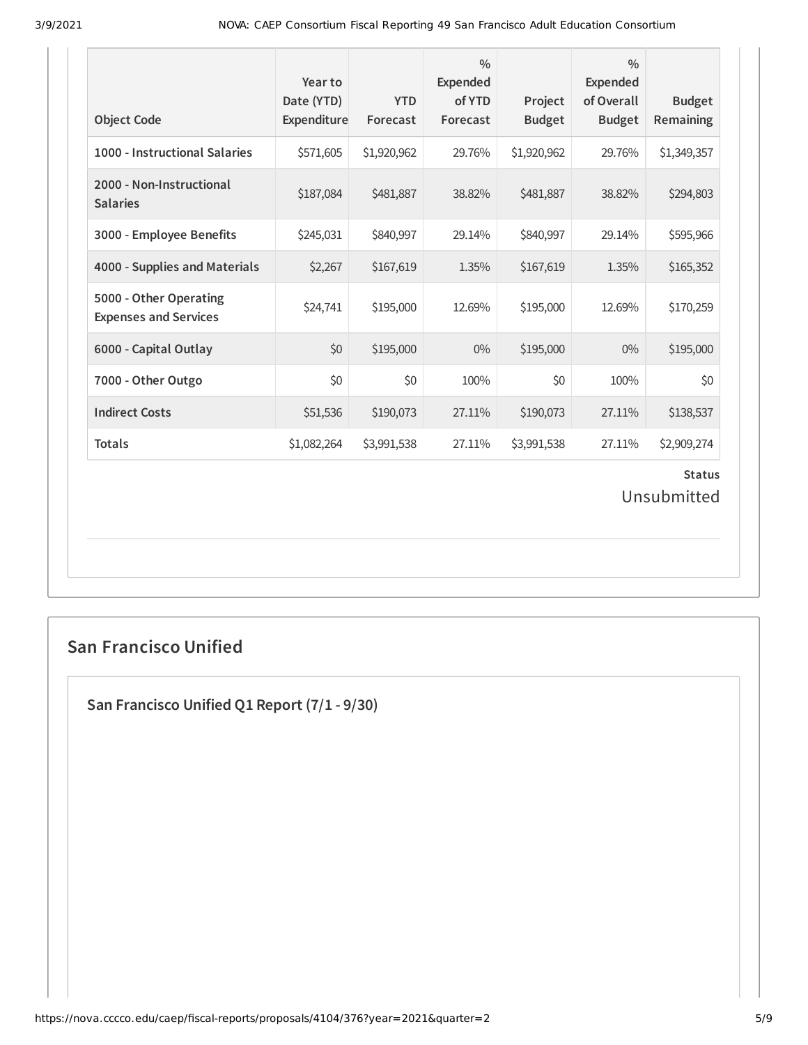| Object Code | Year to Date (YTD) Expenditure | YTD Forecast | % Expended of YTD Forecast | Project Budget | % Expended of Overall Budget | Budget Remaining |
| --- | --- | --- | --- | --- | --- | --- |
| **1000 - Instructional Salaries** | $571,605 | $1,920,962 | 29.76% | $1,920,962 | 29.76% | $1,349,357 |
| **2000 - Non-Instructional Salaries** | $187,084 | $481,887 | 38.82% | $481,887 | 38.82% | $294,803 |
| **3000 - Employee Benefits** | $245,031 | $840,997 | 29.14% | $840,997 | 29.14% | $595,966 |
| **4000 - Supplies and Materials** | $2,267 | $167,619 | 1.35% | $167,619 | 1.35% | $165,352 |
| **5000 - Other Operating Expenses and Services** | $24,741 | $195,000 | 12.69% | $195,000 | 12.69% | $170,259 |
| **6000 - Capital Outlay** | $0 | $195,000 | 0% | $195,000 | 0% | $195,000 |
| **7000 - Other Outgo** | $0 | $0 | 100% | $0 | 100% | $0 |
| **Indirect Costs** | $51,536 | $190,073 | 27.11% | $190,073 | 27.11% | $138,537 |
| **Totals** | $1,082,264 | $3,991,538 | 27.11% | $3,991,538 | 27.11% | $2,909,274 |

**Status**

Unsubmitted

## San Francisco Unified

### San Francisco Unified Q1 Report (7/1 - 9/30)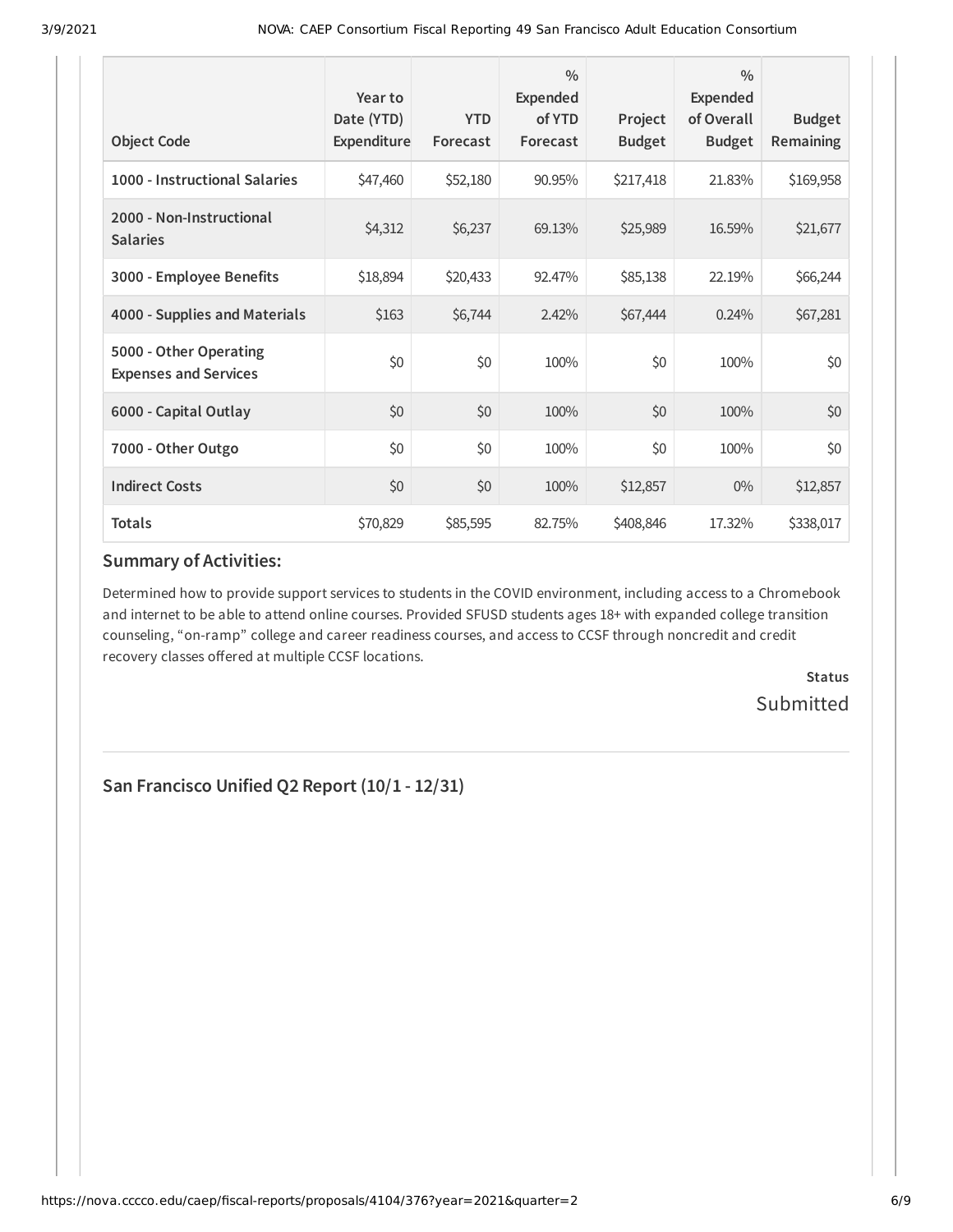| Object Code | Year to Date (YTD) Expenditure | YTD Forecast | % Expended of YTD Forecast | Project Budget | % Expended of Overall Budget | Budget Remaining |
|---|---|---|---|---|---|---|
| **1000 - Instructional Salaries** | $47,460 | $52,180 | 90.95% | $217,418 | 21.83% | $169,958 |
| **2000 - Non-Instructional Salaries** | $4,312 | $6,237 | 69.13% | $25,989 | 16.59% | $21,677 |
| **3000 - Employee Benefits** | $18,894 | $20,433 | 92.47% | $85,138 | 22.19% | $66,244 |
| **4000 - Supplies and Materials** | $163 | $6,744 | 2.42% | $67,444 | 0.24% | $67,281 |
| **5000 - Other Operating Expenses and Services** | $0 | $0 | 100% | $0 | 100% | $0 |
| **6000 - Capital Outlay** | $0 | $0 | 100% | $0 | 100% | $0 |
| **7000 - Other Outgo** | $0 | $0 | 100% | $0 | 100% | $0 |
| **Indirect Costs** | $0 | $0 | 100% | $12,857 | 0% | $12,857 |
| **Totals** | $70,829 | $85,595 | 82.75% | $408,846 | 17.32% | $338,017 |

### Summary of Activities:

Determined how to provide support services to students in the COVID environment, including access to a Chromebook and internet to be able to attend online courses. Provided SFUSD students ages 18+ with expanded college transition counseling, "on-ramp" college and career readiness courses, and access to CCSF through noncredit and credit recovery classes offered at multiple CCSF locations.

**Status**

Submitted

---

## San Francisco Unified Q2 Report (10/1 - 12/31)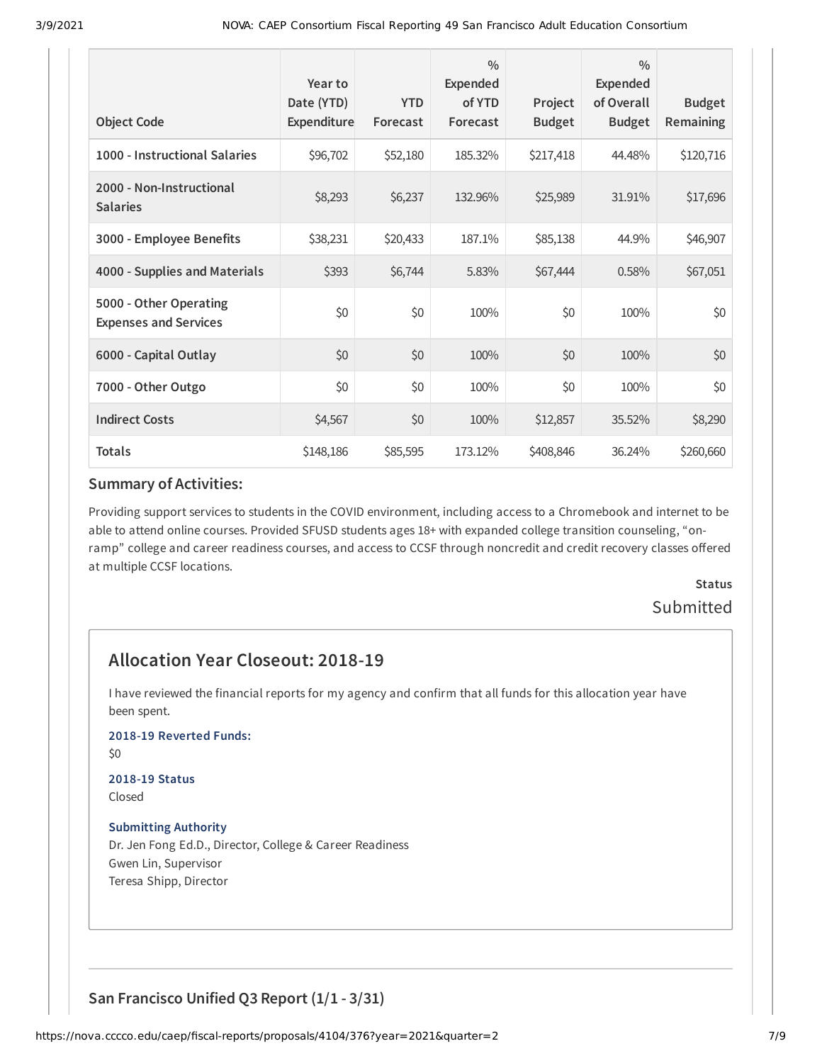| Object Code | Year to Date (YTD) Expenditure | YTD Forecast | % Expended of YTD Forecast | Project Budget | % Expended of Overall Budget | Budget Remaining |
|---|---|---|---|---|---|---|
| 1000 - Instructional Salaries | $96,702 | $52,180 | 185.32% | $217,418 | 44.48% | $120,716 |
| 2000 - Non-Instructional Salaries | $8,293 | $6,237 | 132.96% | $25,989 | 31.91% | $17,696 |
| 3000 - Employee Benefits | $38,231 | $20,433 | 187.1% | $85,138 | 44.9% | $46,907 |
| 4000 - Supplies and Materials | $393 | $6,744 | 5.83% | $67,444 | 0.58% | $67,051 |
| 5000 - Other Operating Expenses and Services | $0 | $0 | 100% | $0 | 100% | $0 |
| 6000 - Capital Outlay | $0 | $0 | 100% | $0 | 100% | $0 |
| 7000 - Other Outgo | $0 | $0 | 100% | $0 | 100% | $0 |
| Indirect Costs | $4,567 | $0 | 100% | $12,857 | 35.52% | $8,290 |
| Totals | $148,186 | $85,595 | 173.12% | $408,846 | 36.24% | $260,660 |

### Summary of Activities:

Providing support services to students in the COVID environment, including access to a Chromebook and internet to be able to attend online courses. Provided SFUSD students ages 18+ with expanded college transition counseling, "on-ramp" college and career readiness courses, and access to CCSF through noncredit and credit recovery classes offered at multiple CCSF locations.

**Status**

Submitted

## Allocation Year Closeout: 2018-19

I have reviewed the financial reports for my agency and confirm that all funds for this allocation year have been spent.

**2018-19 Reverted Funds:**

$0

**2018-19 Status**

Closed

**Submitting Authority**

Dr. Jen Fong Ed.D., Director, College & Career Readiness
Gwen Lin, Supervisor
Teresa Shipp, Director

## San Francisco Unified Q3 Report (1/1 - 3/31)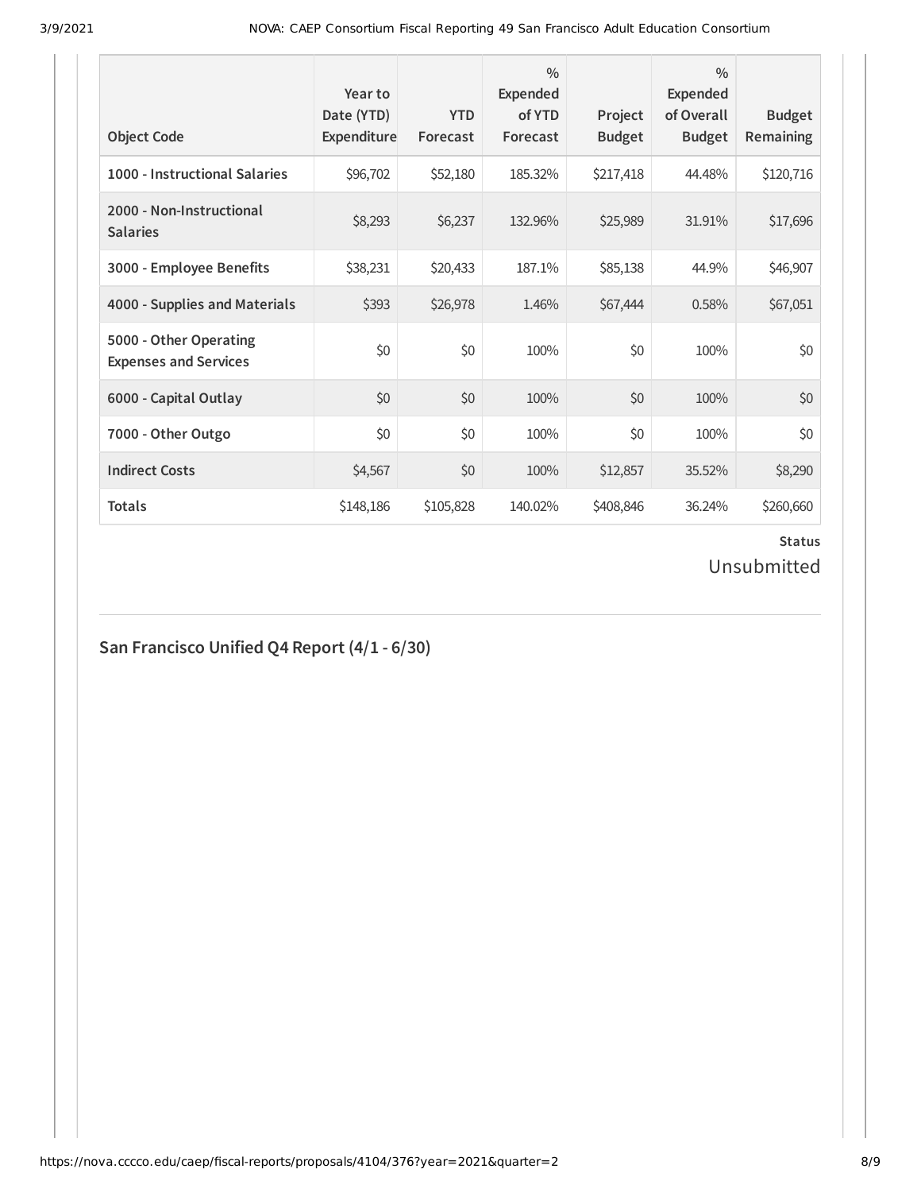| Object Code | Year to Date (YTD) Expenditure | YTD Forecast | % Expended of YTD Forecast | Project Budget | % Expended of Overall Budget | Budget Remaining |
|---|---|---|---|---|---|---|
| **1000 - Instructional Salaries** | $96,702 | $52,180 | 185.32% | $217,418 | 44.48% | $120,716 |
| **2000 - Non-Instructional Salaries** | $8,293 | $6,237 | 132.96% | $25,989 | 31.91% | $17,696 |
| **3000 - Employee Benefits** | $38,231 | $20,433 | 187.1% | $85,138 | 44.9% | $46,907 |
| **4000 - Supplies and Materials** | $393 | $26,978 | 1.46% | $67,444 | 0.58% | $67,051 |
| **5000 - Other Operating Expenses and Services** | $0 | $0 | 100% | $0 | 100% | $0 |
| **6000 - Capital Outlay** | $0 | $0 | 100% | $0 | 100% | $0 |
| **7000 - Other Outgo** | $0 | $0 | 100% | $0 | 100% | $0 |
| **Indirect Costs** | $4,567 | $0 | 100% | $12,857 | 35.52% | $8,290 |
| **Totals** | $148,186 | $105,828 | 140.02% | $408,846 | 36.24% | $260,660 |

**Status**

Unsubmitted

## San Francisco Unified Q4 Report (4/1 - 6/30)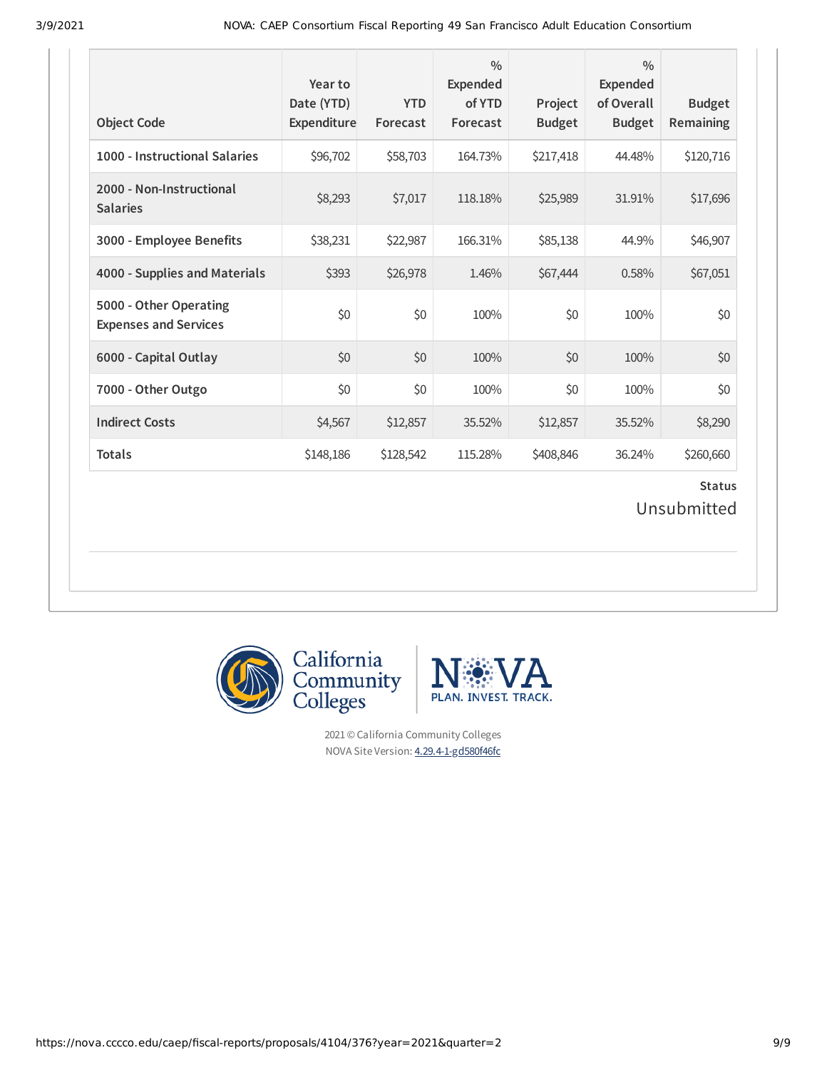| Object Code | Year to Date (YTD) Expenditure | YTD Forecast | % Expended of YTD Forecast | Project Budget | % Expended of Overall Budget | Budget Remaining |
|---|---|---|---|---|---|---|
| 1000 - Instructional Salaries | $96,702 | $58,703 | 164.73% | $217,418 | 44.48% | $120,716 |
| 2000 - Non-Instructional Salaries | $8,293 | $7,017 | 118.18% | $25,989 | 31.91% | $17,696 |
| 3000 - Employee Benefits | $38,231 | $22,987 | 166.31% | $85,138 | 44.9% | $46,907 |
| 4000 - Supplies and Materials | $393 | $26,978 | 1.46% | $67,444 | 0.58% | $67,051 |
| 5000 - Other Operating Expenses and Services | $0 | $0 | 100% | $0 | 100% | $0 |
| 6000 - Capital Outlay | $0 | $0 | 100% | $0 | 100% | $0 |
| 7000 - Other Outgo | $0 | $0 | 100% | $0 | 100% | $0 |
| Indirect Costs | $4,567 | $12,857 | 35.52% | $12,857 | 35.52% | $8,290 |
| Totals | $148,186 | $128,542 | 115.28% | $408,846 | 36.24% | $260,660 |

**Status**

Unsubmitted

California Community Colleges

NOVA PLAN. INVEST. TRACK.

2021 © California Community Colleges

NOVA Site Version: 4.29.4-1-gd580f46fc